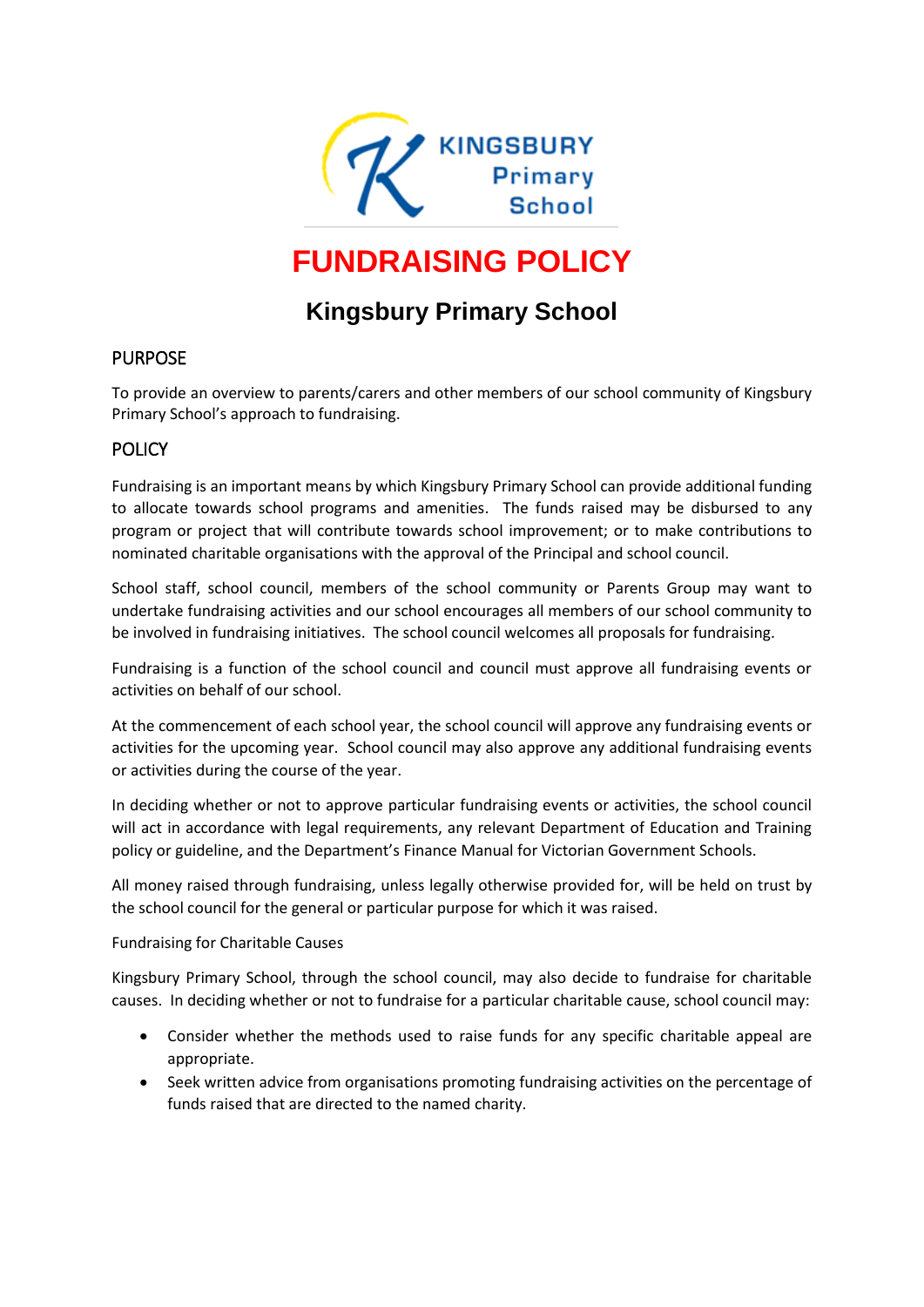# FUNDRAISING POLICY

## Kingsbury Primary School

### PURPOSE

To provide an overview to parents/carers and other members of our school community of Kingsbury Primary School's approach to fundraising.

### POLICY

Fundraising is an important means by which Kingsbury Primary School can provide additional funding to allocate towards school programs and amenities. The funds raised may be disbursed to any program or project that will contribute towards school improvement; or to make contributions to nominated charitable organisations with the approval of the Principal and school council.

School staff, school council, members of the school community or Parents Group may want to undertake fundraising activities and our school encourages all members of our school community to be involved in fundraising initiatives. The school council welcomes all proposals for fundraising.

Fundraising is a function of the school council and council must approve all fundraising events or activities on behalf of our school.

At the commencement of each school year, the school council will approve any fundraising events or activities for the upcoming year. School council may also approve any additional fundraising events or activities during the course of the year.

In deciding whether or not to approve particular fundraising events or activities, the school council will act in accordance with legal requirements, any relevant Department of Education and Training policy or guideline, and the Department's Finance Manual for Victorian Government Schools.

All money raised through fundraising, unless legally otherwise provided for, will be held on trust by the school council for the general or particular purpose for which it was raised.

Fundraising for Charitable Causes

Kingsbury Primary School, through the school council, may also decide to fundraise for charitable causes. In deciding whether or not to fundraise for a particular charitable cause, school council may:

- Consider whether the methods used to raise funds for any specific charitable appeal are appropriate.
- Seek written advice from organisations promoting fundraising activities on the percentage of funds raised that are directed to the named charity.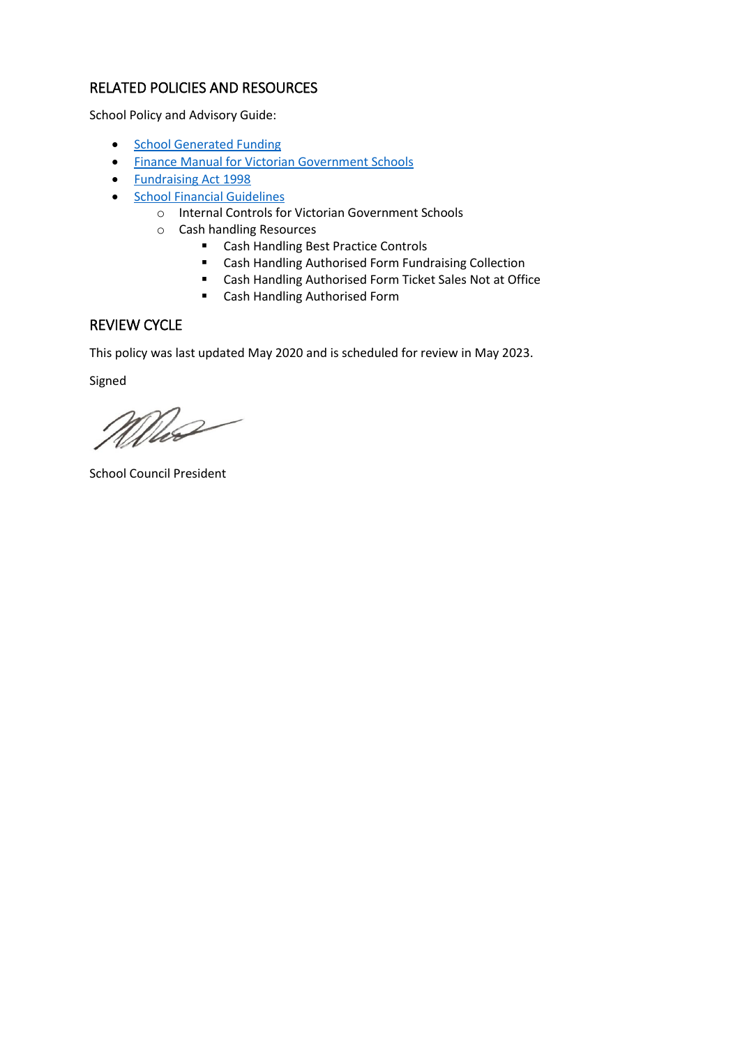## RELATED POLICIES AND RESOURCES

School Policy and Advisory Guide:

- School Generated Funding
- Finance Manual for Victorian Government Schools
- Fundraising Act 1998
- School Financial Guidelines
  - Internal Controls for Victorian Government Schools
  - Cash handling Resources
    - Cash Handling Best Practice Controls
    - Cash Handling Authorised Form Fundraising Collection
    - Cash Handling Authorised Form Ticket Sales Not at Office
    - Cash Handling Authorised Form

## REVIEW CYCLE

This policy was last updated May 2020 and is scheduled for review in May 2023.

Signed

School Council President